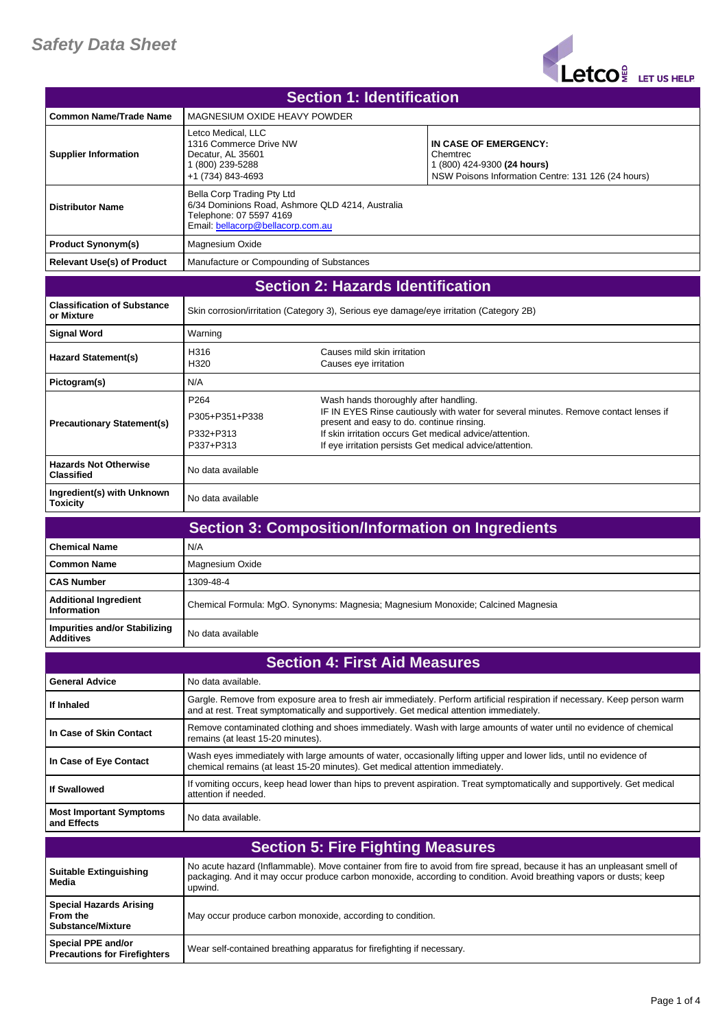# Safety Data Sheet

## Section 1: Identification

| | | |
|---|---|---|
| **Common Name/Trade Name** | MAGNESIUM OXIDE HEAVY POWDER | |
| **Supplier Information** | Letco Medical, LLC<br>1316 Commerce Drive NW<br>Decatur, AL 35601<br>1 (800) 239-5288<br>+1 (734) 843-4693 | **IN CASE OF EMERGENCY:**<br>Chemtrec<br>1 (800) 424-9300 **(24 hours)**<br>NSW Poisons Information Centre: 131 126 (24 hours) |
| **Distributor Name** | Bella Corp Trading Pty Ltd<br>6/34 Dominions Road, Ashmore QLD 4214, Australia<br>Telephone: 07 5597 4169<br>Email: bellacorp@bellacorp.com.au | |
| **Product Synonym(s)** | Magnesium Oxide | |
| **Relevant Use(s) of Product** | Manufacture or Compounding of Substances | |

## Section 2: Hazards Identification

| | | |
|---|---|---|
| **Classification of Substance or Mixture** | Skin corrosion/irritation (Category 3), Serious eye damage/eye irritation (Category 2B) | |
| **Signal Word** | Warning | |
| **Hazard Statement(s)** | H316<br>H320 | Causes mild skin irritation<br>Causes eye irritation |
| **Pictogram(s)** | N/A | |
| **Precautionary Statement(s)** | P264<br>P305+P351+P338<br><br>P332+P313<br>P337+P313 | Wash hands thoroughly after handling.<br>IF IN EYES Rinse cautiously with water for several minutes. Remove contact lenses if present and easy to do. continue rinsing.<br>If skin irritation occurs Get medical advice/attention.<br>If eye irritation persists Get medical advice/attention. |
| **Hazards Not Otherwise Classified** | No data available | |
| **Ingredient(s) with Unknown Toxicity** | No data available | |

## Section 3: Composition/Information on Ingredients

| | |
|---|---|
| **Chemical Name** | N/A |
| **Common Name** | Magnesium Oxide |
| **CAS Number** | 1309-48-4 |
| **Additional Ingredient Information** | Chemical Formula: MgO. Synonyms: Magnesia; Magnesium Monoxide; Calcined Magnesia |
| **Impurities and/or Stabilizing Additives** | No data available |

## Section 4: First Aid Measures

| | |
|---|---|
| **General Advice** | No data available. |
| **If Inhaled** | Gargle. Remove from exposure area to fresh air immediately. Perform artificial respiration if necessary. Keep person warm and at rest. Treat symptomatically and supportively. Get medical attention immediately. |
| **In Case of Skin Contact** | Remove contaminated clothing and shoes immediately. Wash with large amounts of water until no evidence of chemical remains (at least 15-20 minutes). |
| **In Case of Eye Contact** | Wash eyes immediately with large amounts of water, occasionally lifting upper and lower lids, until no evidence of chemical remains (at least 15-20 minutes). Get medical attention immediately. |
| **If Swallowed** | If vomiting occurs, keep head lower than hips to prevent aspiration. Treat symptomatically and supportively. Get medical attention if needed. |
| **Most Important Symptoms and Effects** | No data available. |

## Section 5: Fire Fighting Measures

| | |
|---|---|
| **Suitable Extinguishing Media** | No acute hazard (Inflammable). Move container from fire to avoid from fire spread, because it has an unpleasant smell of packaging. And it may occur produce carbon monoxide, according to condition. Avoid breathing vapors or dusts; keep upwind. |
| **Special Hazards Arising From the Substance/Mixture** | May occur produce carbon monoxide, according to condition. |
| **Special PPE and/or Precautions for Firefighters** | Wear self-contained breathing apparatus for firefighting if necessary. |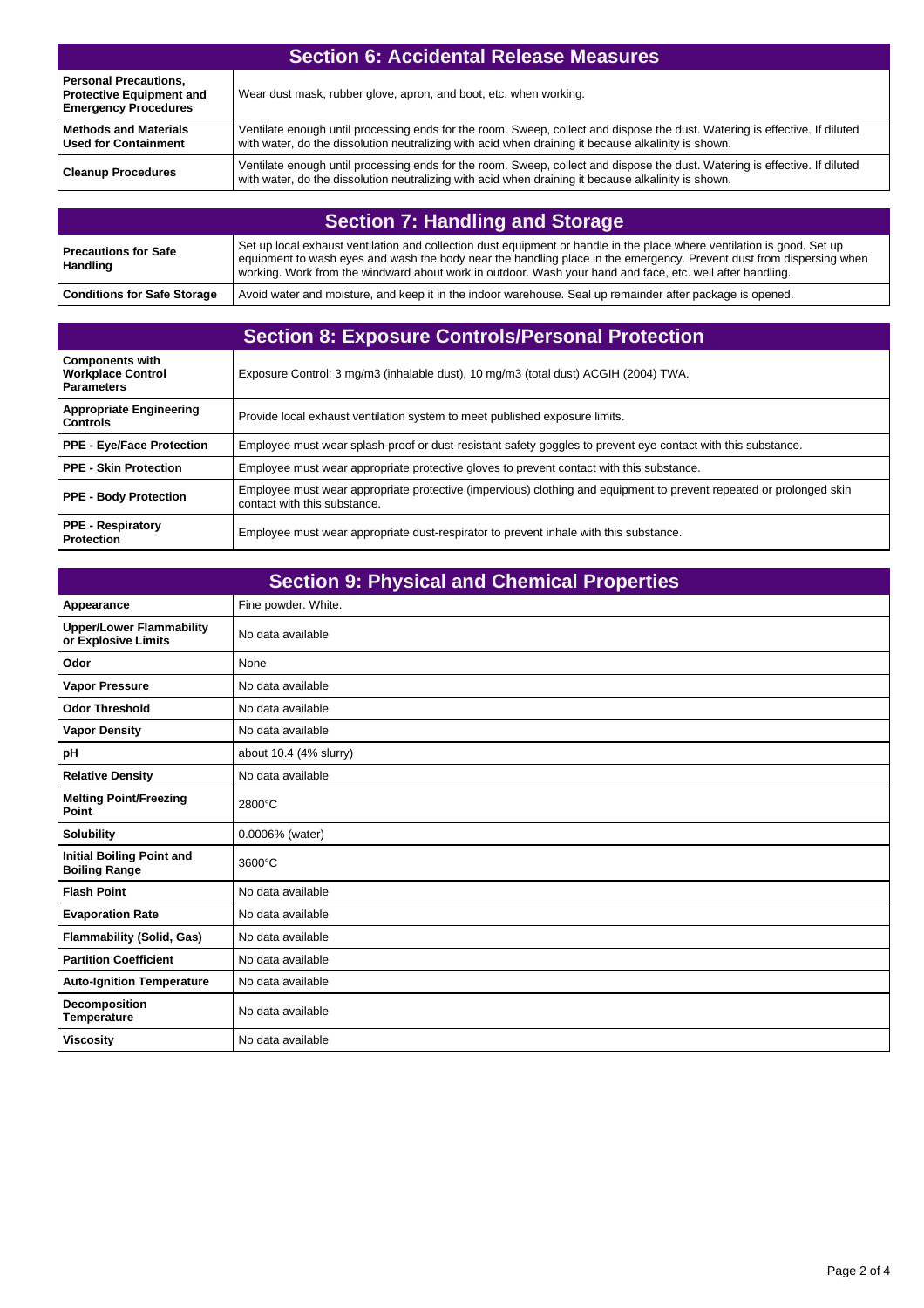## Section 6: Accidental Release Measures

| | |
|---|---|
| **Personal Precautions, Protective Equipment and Emergency Procedures** | Wear dust mask, rubber glove, apron, and boot, etc. when working. |
| **Methods and Materials Used for Containment** | Ventilate enough until processing ends for the room. Sweep, collect and dispose the dust. Watering is effective. If diluted with water, do the dissolution neutralizing with acid when draining it because alkalinity is shown. |
| **Cleanup Procedures** | Ventilate enough until processing ends for the room. Sweep, collect and dispose the dust. Watering is effective. If diluted with water, do the dissolution neutralizing with acid when draining it because alkalinity is shown. |

## Section 7: Handling and Storage

| | |
|---|---|
| **Precautions for Safe Handling** | Set up local exhaust ventilation and collection dust equipment or handle in the place where ventilation is good. Set up equipment to wash eyes and wash the body near the handling place in the emergency. Prevent dust from dispersing when working. Work from the windward about work in outdoor. Wash your hand and face, etc. well after handling. |
| **Conditions for Safe Storage** | Avoid water and moisture, and keep it in the indoor warehouse. Seal up remainder after package is opened. |

## Section 8: Exposure Controls/Personal Protection

| | |
|---|---|
| **Components with Workplace Control Parameters** | Exposure Control: 3 mg/m3 (inhalable dust), 10 mg/m3 (total dust) ACGIH (2004) TWA. |
| **Appropriate Engineering Controls** | Provide local exhaust ventilation system to meet published exposure limits. |
| **PPE - Eye/Face Protection** | Employee must wear splash-proof or dust-resistant safety goggles to prevent eye contact with this substance. |
| **PPE - Skin Protection** | Employee must wear appropriate protective gloves to prevent contact with this substance. |
| **PPE - Body Protection** | Employee must wear appropriate protective (impervious) clothing and equipment to prevent repeated or prolonged skin contact with this substance. |
| **PPE - Respiratory Protection** | Employee must wear appropriate dust-respirator to prevent inhale with this substance. |

## Section 9: Physical and Chemical Properties

| | |
|---|---|
| **Appearance** | Fine powder. White. |
| **Upper/Lower Flammability or Explosive Limits** | No data available |
| **Odor** | None |
| **Vapor Pressure** | No data available |
| **Odor Threshold** | No data available |
| **Vapor Density** | No data available |
| **pH** | about 10.4 (4% slurry) |
| **Relative Density** | No data available |
| **Melting Point/Freezing Point** | 2800°C |
| **Solubility** | 0.0006% (water) |
| **Initial Boiling Point and Boiling Range** | 3600°C |
| **Flash Point** | No data available |
| **Evaporation Rate** | No data available |
| **Flammability (Solid, Gas)** | No data available |
| **Partition Coefficient** | No data available |
| **Auto-Ignition Temperature** | No data available |
| **Decomposition Temperature** | No data available |
| **Viscosity** | No data available |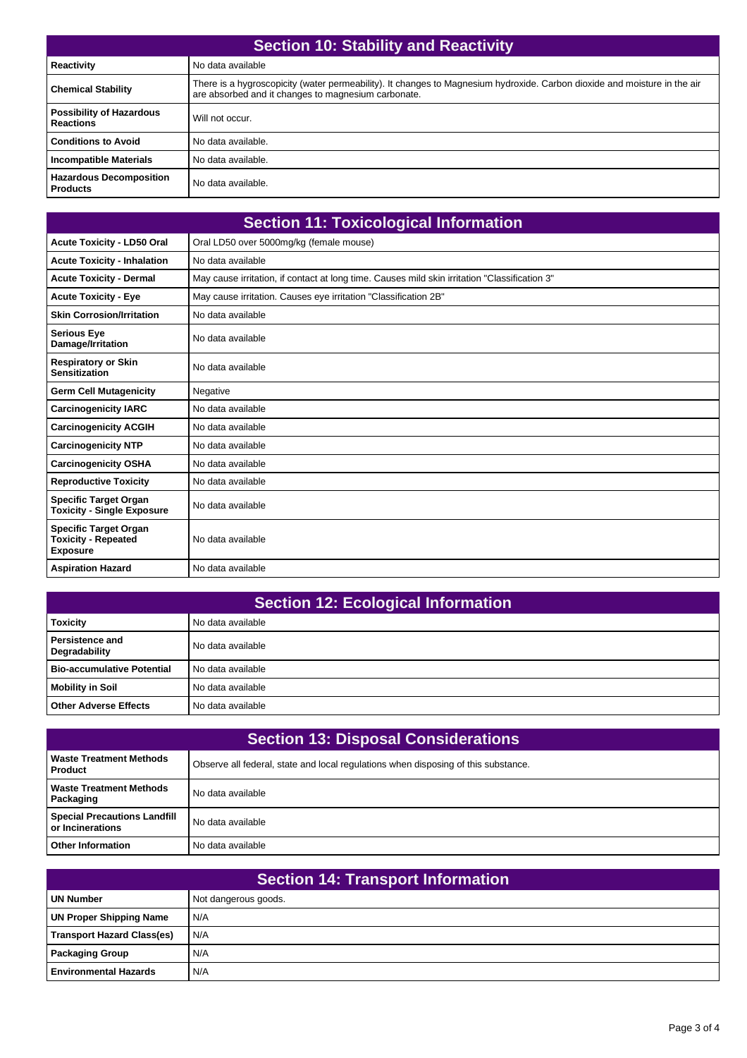## Section 10: Stability and Reactivity

| | |
|---|---|
| **Reactivity** | No data available |
| **Chemical Stability** | There is a hygroscopicity (water permeability). It changes to Magnesium hydroxide. Carbon dioxide and moisture in the air are absorbed and it changes to magnesium carbonate. |
| **Possibility of Hazardous Reactions** | Will not occur. |
| **Conditions to Avoid** | No data available. |
| **Incompatible Materials** | No data available. |
| **Hazardous Decomposition Products** | No data available. |

## Section 11: Toxicological Information

| | |
|---|---|
| **Acute Toxicity - LD50 Oral** | Oral LD50 over 5000mg/kg (female mouse) |
| **Acute Toxicity - Inhalation** | No data available |
| **Acute Toxicity - Dermal** | May cause irritation, if contact at long time. Causes mild skin irritation "Classification 3" |
| **Acute Toxicity - Eye** | May cause irritation. Causes eye irritation "Classification 2B" |
| **Skin Corrosion/Irritation** | No data available |
| **Serious Eye Damage/Irritation** | No data available |
| **Respiratory or Skin Sensitization** | No data available |
| **Germ Cell Mutagenicity** | Negative |
| **Carcinogenicity IARC** | No data available |
| **Carcinogenicity ACGIH** | No data available |
| **Carcinogenicity NTP** | No data available |
| **Carcinogenicity OSHA** | No data available |
| **Reproductive Toxicity** | No data available |
| **Specific Target Organ Toxicity - Single Exposure** | No data available |
| **Specific Target Organ Toxicity - Repeated Exposure** | No data available |
| **Aspiration Hazard** | No data available |

## Section 12: Ecological Information

| | |
|---|---|
| **Toxicity** | No data available |
| **Persistence and Degradability** | No data available |
| **Bio-accumulative Potential** | No data available |
| **Mobility in Soil** | No data available |
| **Other Adverse Effects** | No data available |

## Section 13: Disposal Considerations

| | |
|---|---|
| **Waste Treatment Methods Product** | Observe all federal, state and local regulations when disposing of this substance. |
| **Waste Treatment Methods Packaging** | No data available |
| **Special Precautions Landfill or Incinerations** | No data available |
| **Other Information** | No data available |

## Section 14: Transport Information

| | |
|---|---|
| **UN Number** | Not dangerous goods. |
| **UN Proper Shipping Name** | N/A |
| **Transport Hazard Class(es)** | N/A |
| **Packaging Group** | N/A |
| **Environmental Hazards** | N/A |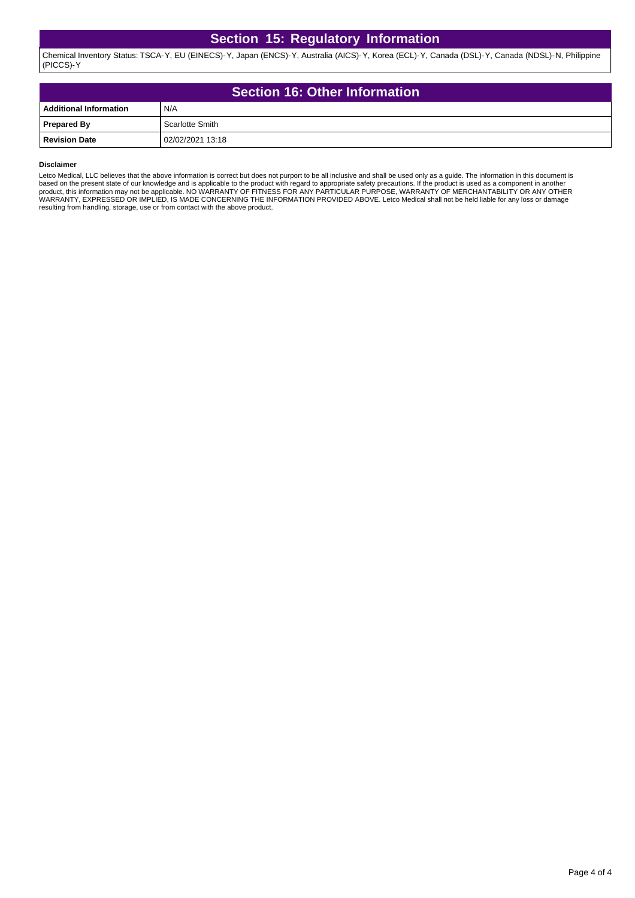## Section 15: Regulatory Information

Chemical Inventory Status: TSCA-Y, EU (EINECS)-Y, Japan (ENCS)-Y, Australia (AICS)-Y, Korea (ECL)-Y, Canada (DSL)-Y, Canada (NDSL)-N, Philippine (PICCS)-Y

## Section 16: Other Information

| | |
|---|---|
| **Additional Information** | N/A |
| **Prepared By** | Scarlotte Smith |
| **Revision Date** | 02/02/2021 13:18 |

**Disclaimer**

Letco Medical, LLC believes that the above information is correct but does not purport to be all inclusive and shall be used only as a guide. The information in this document is based on the present state of our knowledge and is applicable to the product with regard to appropriate safety precautions. If the product is used as a component in another product, this information may not be applicable. NO WARRANTY OF FITNESS FOR ANY PARTICULAR PURPOSE, WARRANTY OF MERCHANTABILITY OR ANY OTHER WARRANTY, EXPRESSED OR IMPLIED, IS MADE CONCERNING THE INFORMATION PROVIDED ABOVE. Letco Medical shall not be held liable for any loss or damage resulting from handling, storage, use or from contact with the above product.